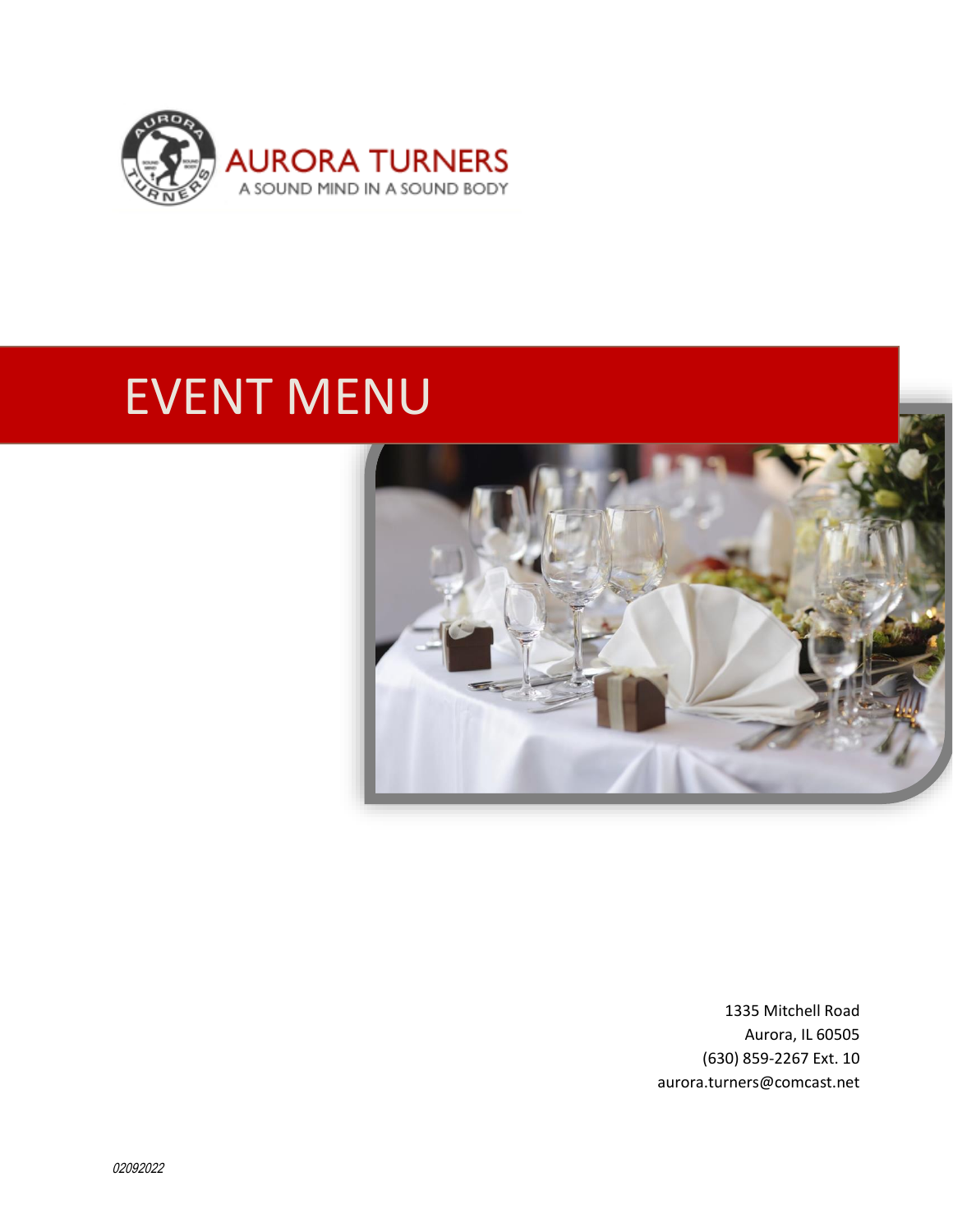AURORA TURNERS

A SOUND MIND IN A SOUND BODY

# EVENT MENU

1335 Mitchell Road
Aurora, IL 60505
(630) 859-2267 Ext. 10
aurora.turners@comcast.net

*02092022*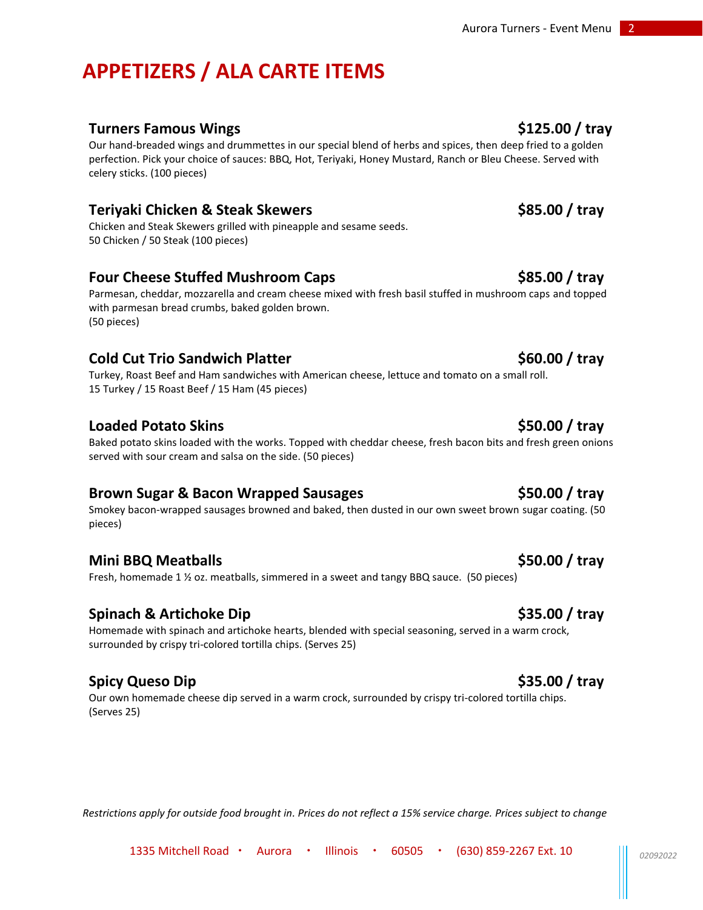# APPETIZERS / ALA CARTE ITEMS

**Turners Famous Wings** **$125.00 / tray**

Our hand-breaded wings and drummettes in our special blend of herbs and spices, then deep fried to a golden perfection. Pick your choice of sauces: BBQ, Hot, Teriyaki, Honey Mustard, Ranch or Bleu Cheese. Served with celery sticks. (100 pieces)

**Teriyaki Chicken & Steak Skewers** **$85.00 / tray**

Chicken and Steak Skewers grilled with pineapple and sesame seeds.
50 Chicken / 50 Steak (100 pieces)

**Four Cheese Stuffed Mushroom Caps** **$85.00 / tray**

Parmesan, cheddar, mozzarella and cream cheese mixed with fresh basil stuffed in mushroom caps and topped with parmesan bread crumbs, baked golden brown.
(50 pieces)

**Cold Cut Trio Sandwich Platter** **$60.00 / tray**

Turkey, Roast Beef and Ham sandwiches with American cheese, lettuce and tomato on a small roll.
15 Turkey / 15 Roast Beef / 15 Ham (45 pieces)

**Loaded Potato Skins** **$50.00 / tray**

Baked potato skins loaded with the works. Topped with cheddar cheese, fresh bacon bits and fresh green onions served with sour cream and salsa on the side. (50 pieces)

**Brown Sugar & Bacon Wrapped Sausages** **$50.00 / tray**

Smokey bacon-wrapped sausages browned and baked, then dusted in our own sweet brown sugar coating. (50 pieces)

**Mini BBQ Meatballs** **$50.00 / tray**

Fresh, homemade 1 ½ oz. meatballs, simmered in a sweet and tangy BBQ sauce. (50 pieces)

**Spinach & Artichoke Dip** **$35.00 / tray**

Homemade with spinach and artichoke hearts, blended with special seasoning, served in a warm crock, surrounded by crispy tri-colored tortilla chips. (Serves 25)

**Spicy Queso Dip** **$35.00 / tray**

Our own homemade cheese dip served in a warm crock, surrounded by crispy tri-colored tortilla chips.
(Serves 25)

*Restrictions apply for outside food brought in. Prices do not reflect a 15% service charge. Prices subject to change*

1335 Mitchell Road • Aurora • Illinois • 60505 • (630) 859-2267 Ext. 10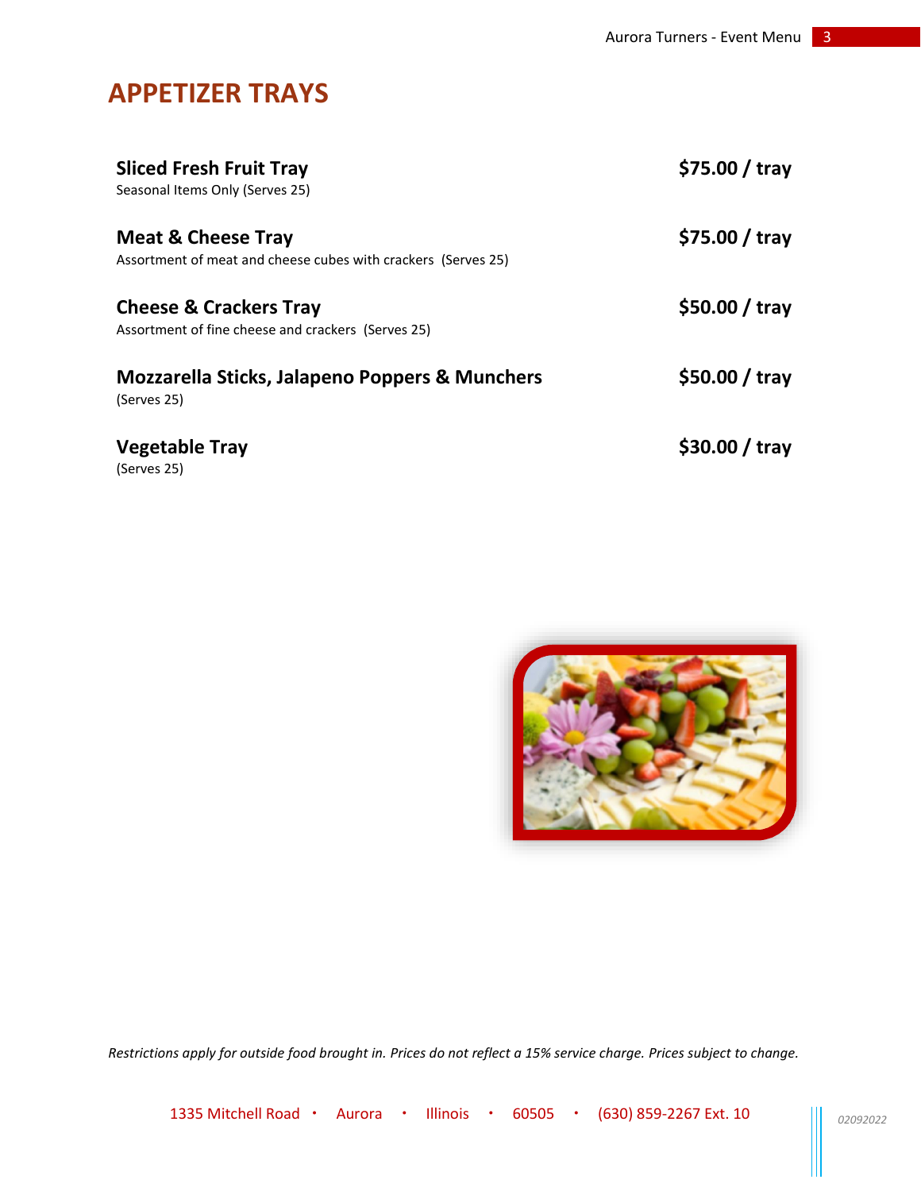# APPETIZER TRAYS

**Sliced Fresh Fruit Tray** **$75.00 / tray**
Seasonal Items Only (Serves 25)

**Meat & Cheese Tray** **$75.00 / tray**
Assortment of meat and cheese cubes with crackers (Serves 25)

**Cheese & Crackers Tray** **$50.00 / tray**
Assortment of fine cheese and crackers (Serves 25)

**Mozzarella Sticks, Jalapeno Poppers & Munchers** **$50.00 / tray**
(Serves 25)

**Vegetable Tray** **$30.00 / tray**
(Serves 25)

*Restrictions apply for outside food brought in. Prices do not reflect a 15% service charge. Prices subject to change.*

1335 Mitchell Road • Aurora • Illinois • 60505 • (630) 859-2267 Ext. 10

*02092022*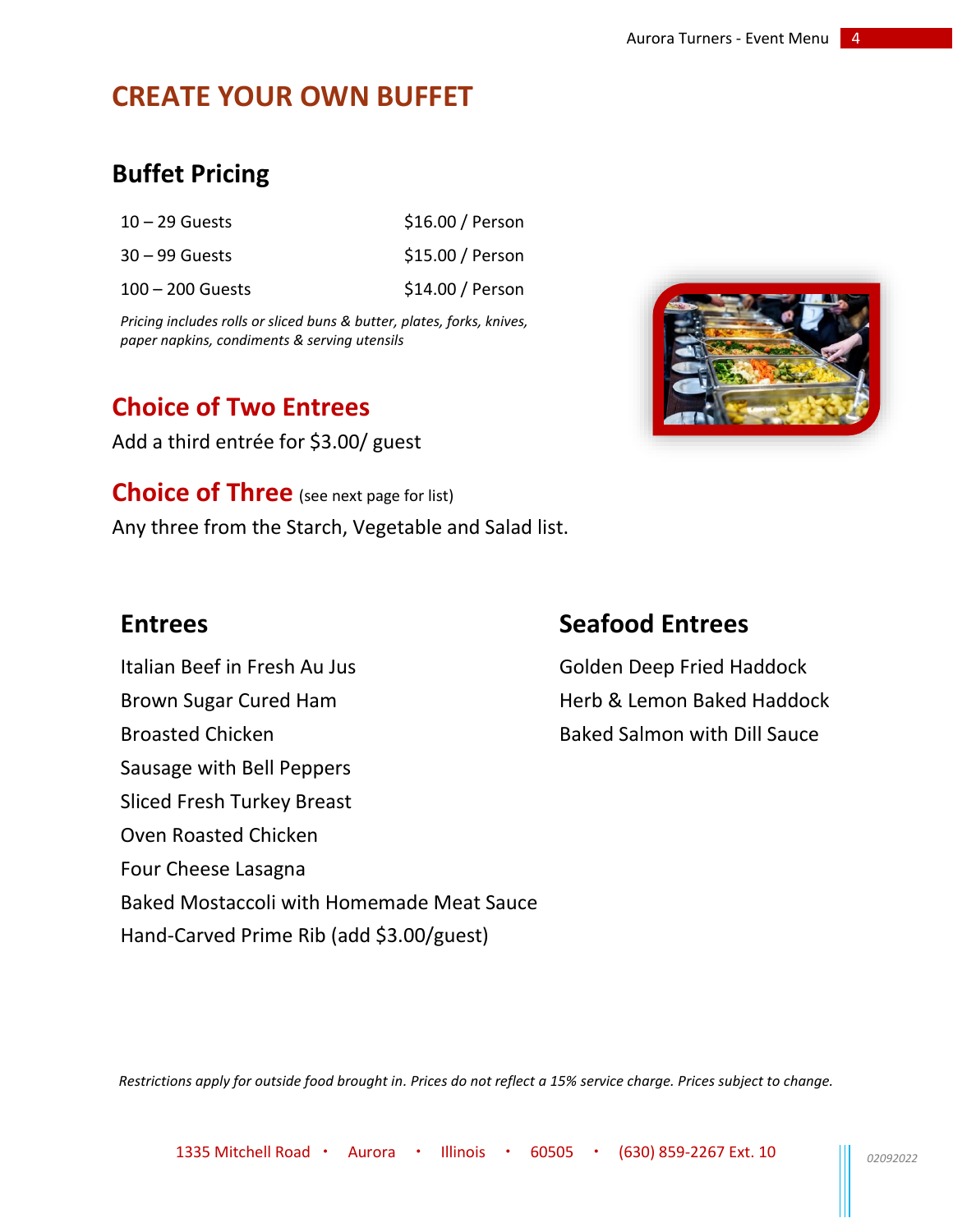# CREATE YOUR OWN BUFFET

## Buffet Pricing

| Guests | Price |
|---|---|
| 10 – 29 Guests | $16.00 / Person |
| 30 – 99 Guests | $15.00 / Person |
| 100 – 200 Guests | $14.00 / Person |

*Pricing includes rolls or sliced buns & butter, plates, forks, knives, paper napkins, condiments & serving utensils*

## Choice of Two Entrees

Add a third entrée for $3.00/ guest

## Choice of Three (see next page for list)

Any three from the Starch, Vegetable and Salad list.

## Entrees

Italian Beef in Fresh Au Jus
Brown Sugar Cured Ham
Broasted Chicken
Sausage with Bell Peppers
Sliced Fresh Turkey Breast
Oven Roasted Chicken
Four Cheese Lasagna
Baked Mostaccoli with Homemade Meat Sauce
Hand-Carved Prime Rib (add $3.00/guest)

## Seafood Entrees

Golden Deep Fried Haddock
Herb & Lemon Baked Haddock
Baked Salmon with Dill Sauce

*Restrictions apply for outside food brought in. Prices do not reflect a 15% service charge. Prices subject to change.*

1335 Mitchell Road • Aurora • Illinois • 60505 • (630) 859-2267 Ext. 10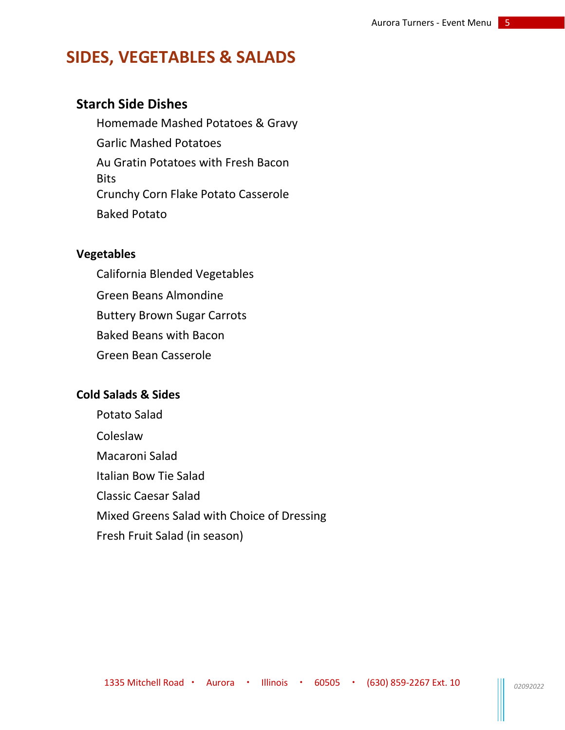# SIDES, VEGETABLES & SALADS

## Starch Side Dishes

Homemade Mashed Potatoes & Gravy

Garlic Mashed Potatoes

Au Gratin Potatoes with Fresh Bacon Bits

Crunchy Corn Flake Potato Casserole

Baked Potato

### Vegetables

California Blended Vegetables

Green Beans Almondine

Buttery Brown Sugar Carrots

Baked Beans with Bacon

Green Bean Casserole

### Cold Salads & Sides

Potato Salad

Coleslaw

Macaroni Salad

Italian Bow Tie Salad

Classic Caesar Salad

Mixed Greens Salad with Choice of Dressing

Fresh Fruit Salad (in season)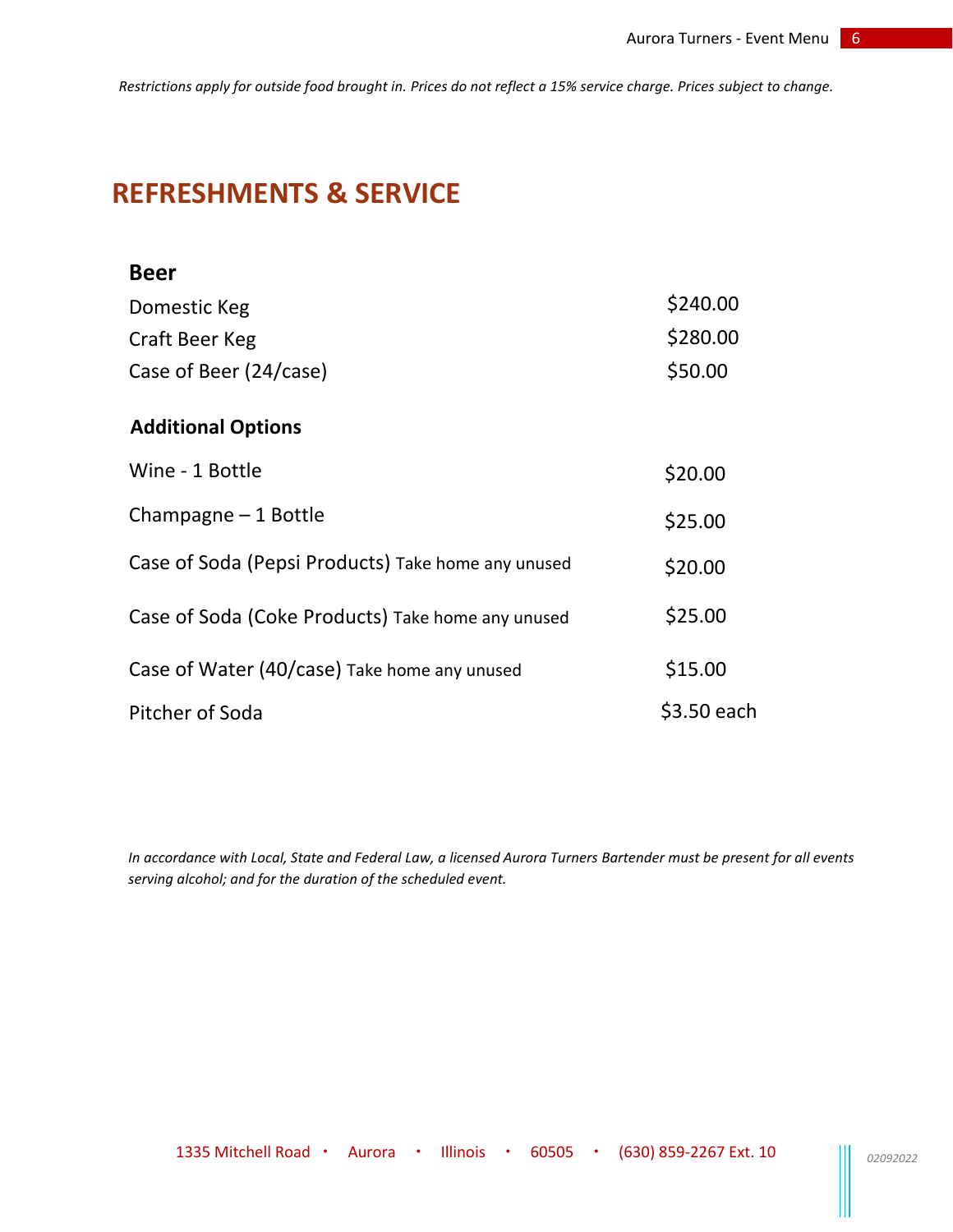*Restrictions apply for outside food brought in. Prices do not reflect a 15% service charge. Prices subject to change.*

# REFRESHMENTS & SERVICE

### Beer

| | |
|---|---|
| Domestic Keg | $240.00 |
| Craft Beer Keg | $280.00 |
| Case of Beer (24/case) | $50.00 |

### Additional Options

| | |
|---|---|
| Wine - 1 Bottle | $20.00 |
| Champagne – 1 Bottle | $25.00 |
| Case of Soda (Pepsi Products) Take home any unused | $20.00 |
| Case of Soda (Coke Products) Take home any unused | $25.00 |
| Case of Water (40/case) Take home any unused | $15.00 |
| Pitcher of Soda | $3.50 each |

*In accordance with Local, State and Federal Law, a licensed Aurora Turners Bartender must be present for all events serving alcohol; and for the duration of the scheduled event.*

1335 Mitchell Road • Aurora • Illinois • 60505 • (630) 859-2267 Ext. 10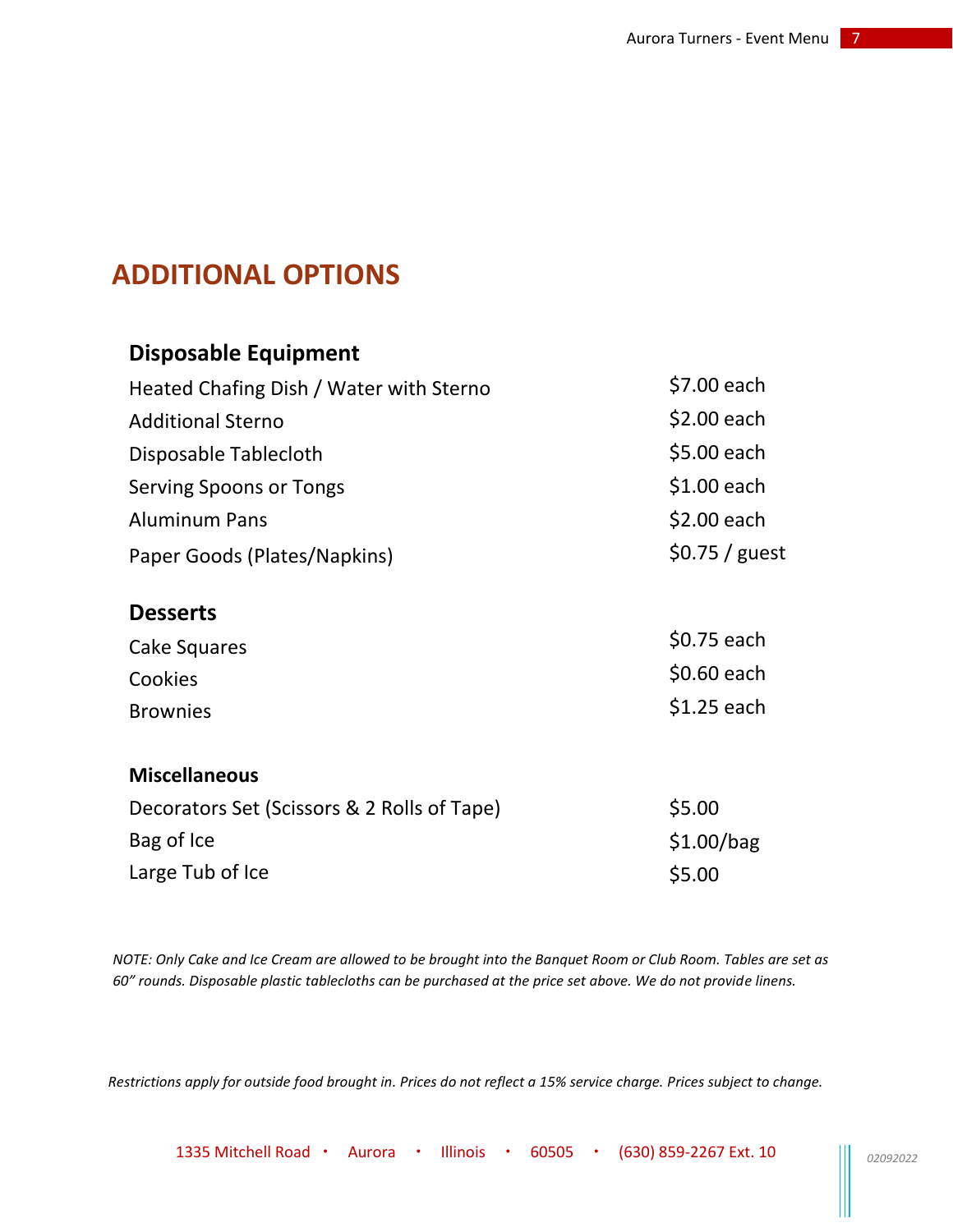# ADDITIONAL OPTIONS

| | |
|---|---|
| **Disposable Equipment** | |
| Heated Chafing Dish / Water with Sterno | $7.00 each |
| Additional Sterno | $2.00 each |
| Disposable Tablecloth | $5.00 each |
| Serving Spoons or Tongs | $1.00 each |
| Aluminum Pans | $2.00 each |
| Paper Goods (Plates/Napkins) | $0.75 / guest |
| **Desserts** | |
| Cake Squares | $0.75 each |
| Cookies | $0.60 each |
| Brownies | $1.25 each |
| **Miscellaneous** | |
| Decorators Set (Scissors & 2 Rolls of Tape) | $5.00 |
| Bag of Ice | $1.00/bag |
| Large Tub of Ice | $5.00 |

*NOTE: Only Cake and Ice Cream are allowed to be brought into the Banquet Room or Club Room. Tables are set as 60" rounds. Disposable plastic tablecloths can be purchased at the price set above. We do not provide linens.*

*Restrictions apply for outside food brought in. Prices do not reflect a 15% service charge. Prices subject to change.*

1335 Mitchell Road • Aurora • Illinois • 60505 • (630) 859-2267 Ext. 10

*02092022*